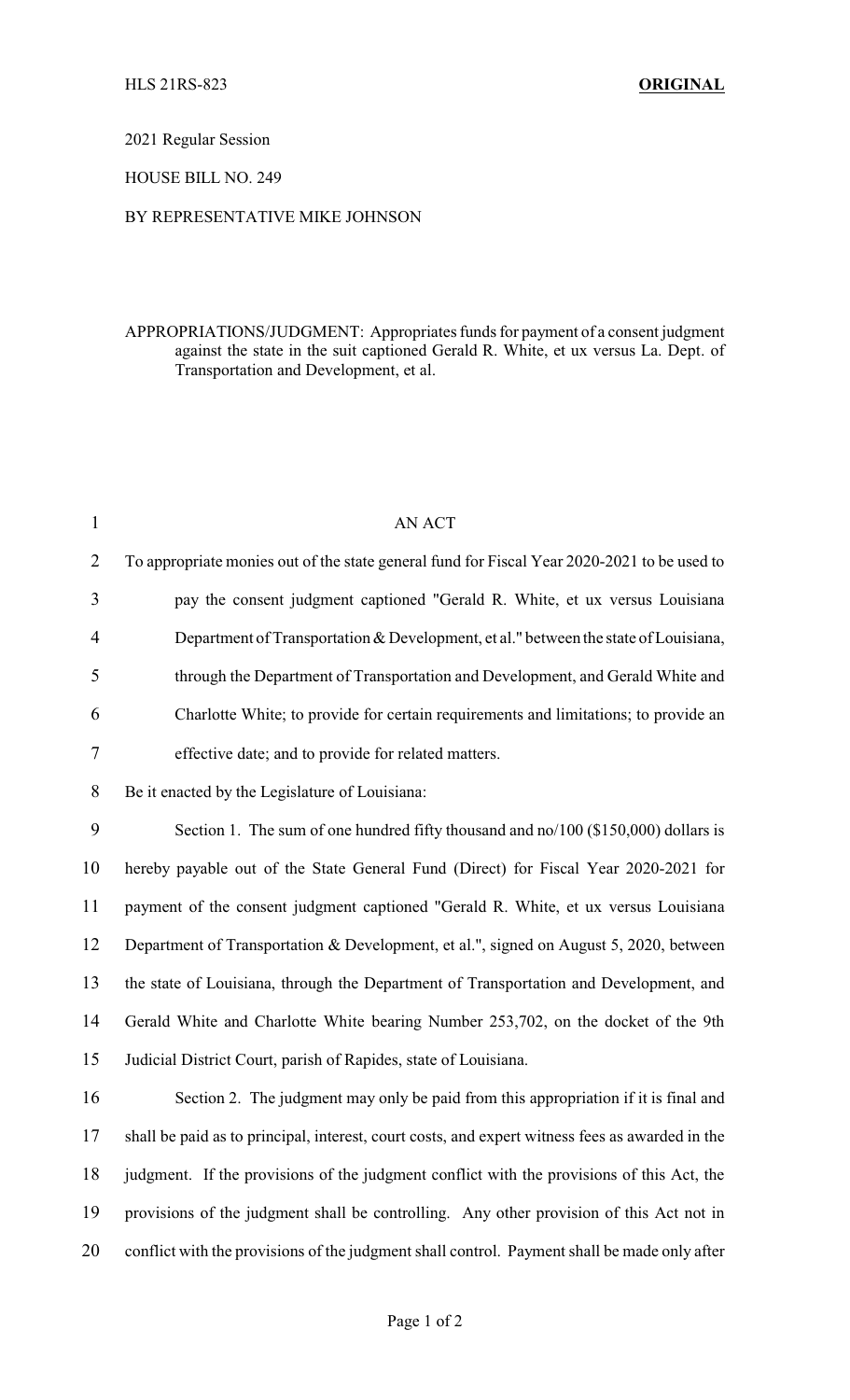HLS 21RS-823 **ORIGINAL**

2021 Regular Session

HOUSE BILL NO. 249

BY REPRESENTATIVE MIKE JOHNSON

APPROPRIATIONS/JUDGMENT: Appropriates funds for payment of a consent judgment against the state in the suit captioned Gerald R. White, et ux versus La. Dept. of Transportation and Development, et al.

AN ACT

To appropriate monies out of the state general fund for Fiscal Year 2020-2021 to be used to pay the consent judgment captioned "Gerald R. White, et ux versus Louisiana Department of Transportation & Development, et al." between the state of Louisiana, through the Department of Transportation and Development, and Gerald White and Charlotte White; to provide for certain requirements and limitations; to provide an effective date; and to provide for related matters.

Be it enacted by the Legislature of Louisiana:

Section 1. The sum of one hundred fifty thousand and no/100 ($150,000) dollars is hereby payable out of the State General Fund (Direct) for Fiscal Year 2020-2021 for payment of the consent judgment captioned "Gerald R. White, et ux versus Louisiana Department of Transportation & Development, et al.", signed on August 5, 2020, between the state of Louisiana, through the Department of Transportation and Development, and Gerald White and Charlotte White bearing Number 253,702, on the docket of the 9th Judicial District Court, parish of Rapides, state of Louisiana.

Section 2. The judgment may only be paid from this appropriation if it is final and shall be paid as to principal, interest, court costs, and expert witness fees as awarded in the judgment. If the provisions of the judgment conflict with the provisions of this Act, the provisions of the judgment shall be controlling. Any other provision of this Act not in conflict with the provisions of the judgment shall control. Payment shall be made only after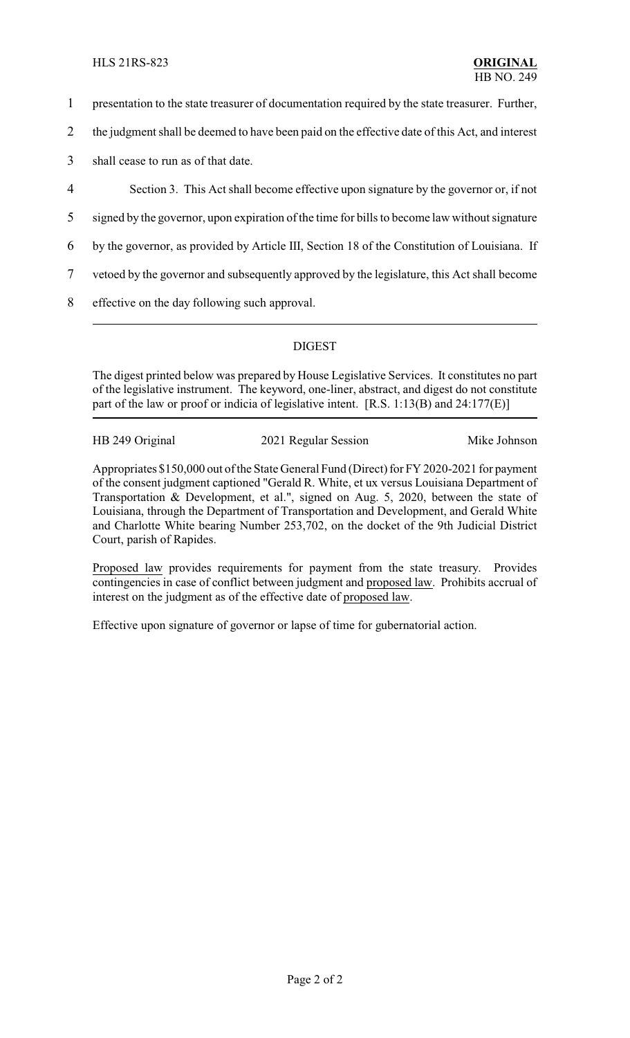presentation to the state treasurer of documentation required by the state treasurer. Further, the judgment shall be deemed to have been paid on the effective date of this Act, and interest shall cease to run as of that date.

Section 3. This Act shall become effective upon signature by the governor or, if not signed by the governor, upon expiration of the time for bills to become law without signature by the governor, as provided by Article III, Section 18 of the Constitution of Louisiana. If vetoed by the governor and subsequently approved by the legislature, this Act shall become effective on the day following such approval.

---

## DIGEST

The digest printed below was prepared by House Legislative Services. It constitutes no part of the legislative instrument. The keyword, one-liner, abstract, and digest do not constitute part of the law or proof or indicia of legislative intent. [R.S. 1:13(B) and 24:177(E)]

---

HB 249 Original    2021 Regular Session    Mike Johnson

Appropriates $150,000 out of the State General Fund (Direct) for FY 2020-2021 for payment of the consent judgment captioned "Gerald R. White, et ux versus Louisiana Department of Transportation & Development, et al.", signed on Aug. 5, 2020, between the state of Louisiana, through the Department of Transportation and Development, and Gerald White and Charlotte White bearing Number 253,702, on the docket of the 9th Judicial District Court, parish of Rapides.

Proposed law provides requirements for payment from the state treasury. Provides contingencies in case of conflict between judgment and proposed law. Prohibits accrual of interest on the judgment as of the effective date of proposed law.

Effective upon signature of governor or lapse of time for gubernatorial action.